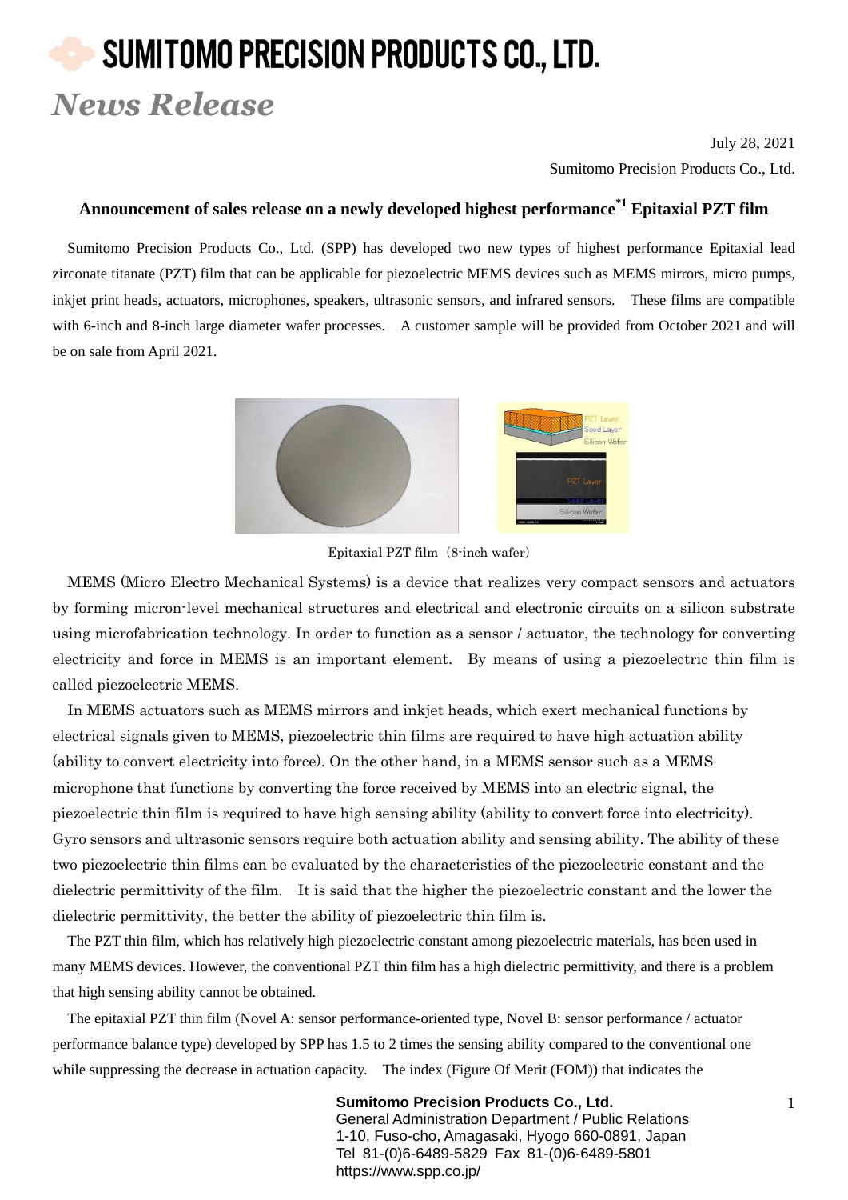# SUMITOMO PRECISION PRODUCTS CO., LTD.

## *News Release*

July 28, 2021

Sumitomo Precision Products Co., Ltd.

### Announcement of sales release on a newly developed highest performance[*1] Epitaxial PZT film

Sumitomo Precision Products Co., Ltd. (SPP) has developed two new types of highest performance Epitaxial lead zirconate titanate (PZT) film that can be applicable for piezoelectric MEMS devices such as MEMS mirrors, micro pumps, inkjet print heads, actuators, microphones, speakers, ultrasonic sensors, and infrared sensors. These films are compatible with 6-inch and 8-inch large diameter wafer processes. A customer sample will be provided from October 2021 and will be on sale from April 2021.

Epitaxial PZT film（8-inch wafer）

MEMS (Micro Electro Mechanical Systems) is a device that realizes very compact sensors and actuators by forming micron-level mechanical structures and electrical and electronic circuits on a silicon substrate using microfabrication technology. In order to function as a sensor / actuator, the technology for converting electricity and force in MEMS is an important element. By means of using a piezoelectric thin film is called piezoelectric MEMS.

In MEMS actuators such as MEMS mirrors and inkjet heads, which exert mechanical functions by electrical signals given to MEMS, piezoelectric thin films are required to have high actuation ability (ability to convert electricity into force). On the other hand, in a MEMS sensor such as a MEMS microphone that functions by converting the force received by MEMS into an electric signal, the piezoelectric thin film is required to have high sensing ability (ability to convert force into electricity). Gyro sensors and ultrasonic sensors require both actuation ability and sensing ability. The ability of these two piezoelectric thin films can be evaluated by the characteristics of the piezoelectric constant and the dielectric permittivity of the film. It is said that the higher the piezoelectric constant and the lower the dielectric permittivity, the better the ability of piezoelectric thin film is.

The PZT thin film, which has relatively high piezoelectric constant among piezoelectric materials, has been used in many MEMS devices. However, the conventional PZT thin film has a high dielectric permittivity, and there is a problem that high sensing ability cannot be obtained.

The epitaxial PZT thin film (Novel A: sensor performance-oriented type, Novel B: sensor performance / actuator performance balance type) developed by SPP has 1.5 to 2 times the sensing ability compared to the conventional one while suppressing the decrease in actuation capacity. The index (Figure Of Merit (FOM)) that indicates the

**Sumitomo Precision Products Co., Ltd.**
General Administration Department / Public Relations
1-10, Fuso-cho, Amagasaki, Hyogo 660-0891, Japan
Tel 81-(0)6-6489-5829 Fax 81-(0)6-6489-5801
https://www.spp.co.jp/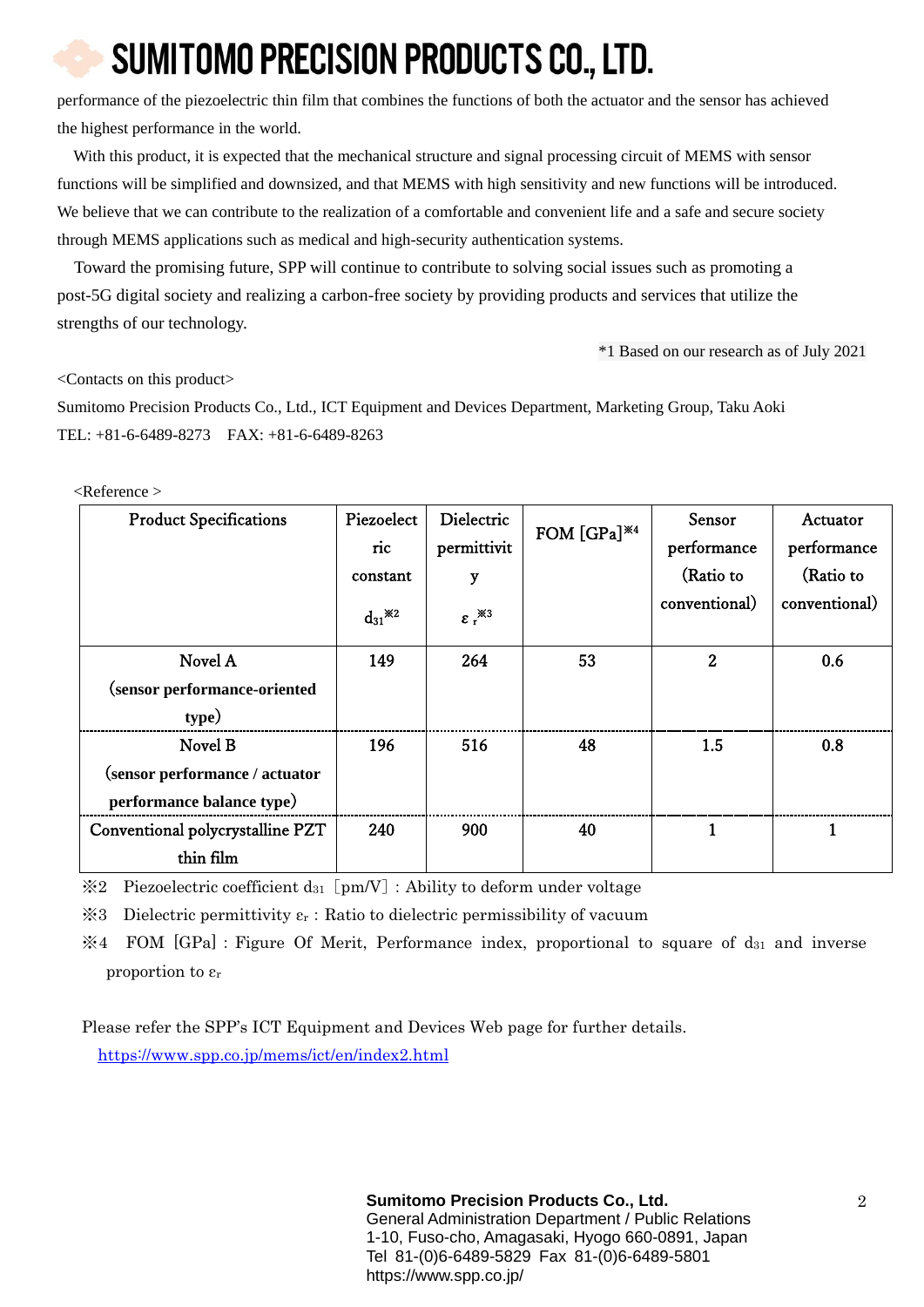performance of the piezoelectric thin film that combines the functions of both the actuator and the sensor has achieved the highest performance in the world.

With this product, it is expected that the mechanical structure and signal processing circuit of MEMS with sensor functions will be simplified and downsized, and that MEMS with high sensitivity and new functions will be introduced. We believe that we can contribute to the realization of a comfortable and convenient life and a safe and secure society through MEMS applications such as medical and high-security authentication systems.

Toward the promising future, SPP will continue to contribute to solving social issues such as promoting a post-5G digital society and realizing a carbon-free society by providing products and services that utilize the strengths of our technology.

*1 Based on our research as of July 2021

<Contacts on this product>

Sumitomo Precision Products Co., Ltd., ICT Equipment and Devices Department, Marketing Group, Taku Aoki

TEL: +81-6-6489-8273 FAX: +81-6-6489-8263

<Reference >

| Product Specifications | Piezoelectric constant $d_{31}$ ※2 | Dielectric permittivity $\varepsilon_r$ ※3 | FOM [GPa] ※4 | Sensor performance (Ratio to conventional) | Actuator performance (Ratio to conventional) |
|---|---|---|---|---|---|
| Novel A (sensor performance-oriented type) | 149 | 264 | 53 | 2 | 0.6 |
| Novel B (sensor performance / actuator performance balance type) | 196 | 516 | 48 | 1.5 | 0.8 |
| Conventional polycrystalline PZT thin film | 240 | 900 | 40 | 1 | 1 |

※2 Piezoelectric coefficient $d_{31}$ [pm/V] : Ability to deform under voltage

※3 Dielectric permittivity $\varepsilon_r$ : Ratio to dielectric permissibility of vacuum

※4 FOM [GPa] : Figure Of Merit, Performance index, proportional to square of $d_{31}$ and inverse proportion to $\varepsilon_r$

Please refer the SPP's ICT Equipment and Devices Web page for further details.

https://www.spp.co.jp/mems/ict/en/index2.html

**Sumitomo Precision Products Co., Ltd.**
General Administration Department / Public Relations
1-10, Fuso-cho, Amagasaki, Hyogo 660-0891, Japan
Tel 81-(0)6-6489-5829 Fax 81-(0)6-6489-5801
https://www.spp.co.jp/